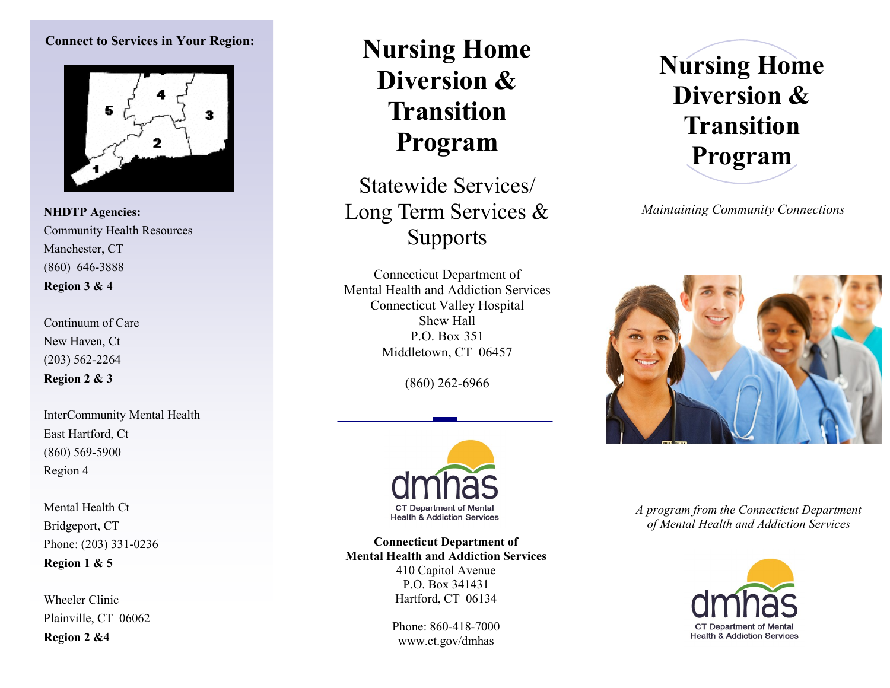**Connect to Services in Your Region:**

**NHDTP Agencies:**

Community Health Resources
Manchester, CT
(860) 646-3888
**Region 3 & 4**

Continuum of Care
New Haven, Ct
(203) 562-2264
**Region 2 & 3**

InterCommunity Mental Health
East Hartford, Ct
(860) 569-5900
Region 4

Mental Health Ct
Bridgeport, CT
Phone: (203) 331-0236
**Region 1 & 5**

Wheeler Clinic
Plainville, CT 06062
**Region 2 &4**

# Nursing Home Diversion & Transition Program

## Statewide Services/ Long Term Services & Supports

Connecticut Department of
Mental Health and Addiction Services
Connecticut Valley Hospital
Shew Hall
P.O. Box 351
Middletown, CT 06457

(860) 262-6966

dmhas
CT Department of Mental Health & Addiction Services

**Connecticut Department of Mental Health and Addiction Services**
410 Capitol Avenue
P.O. Box 341431
Hartford, CT 06134

Phone: 860-418-7000
www.ct.gov/dmhas

# Nursing Home Diversion & Transition Program

*Maintaining Community Connections*

*A program from the Connecticut Department of Mental Health and Addiction Services*

dmhas
CT Department of Mental Health & Addiction Services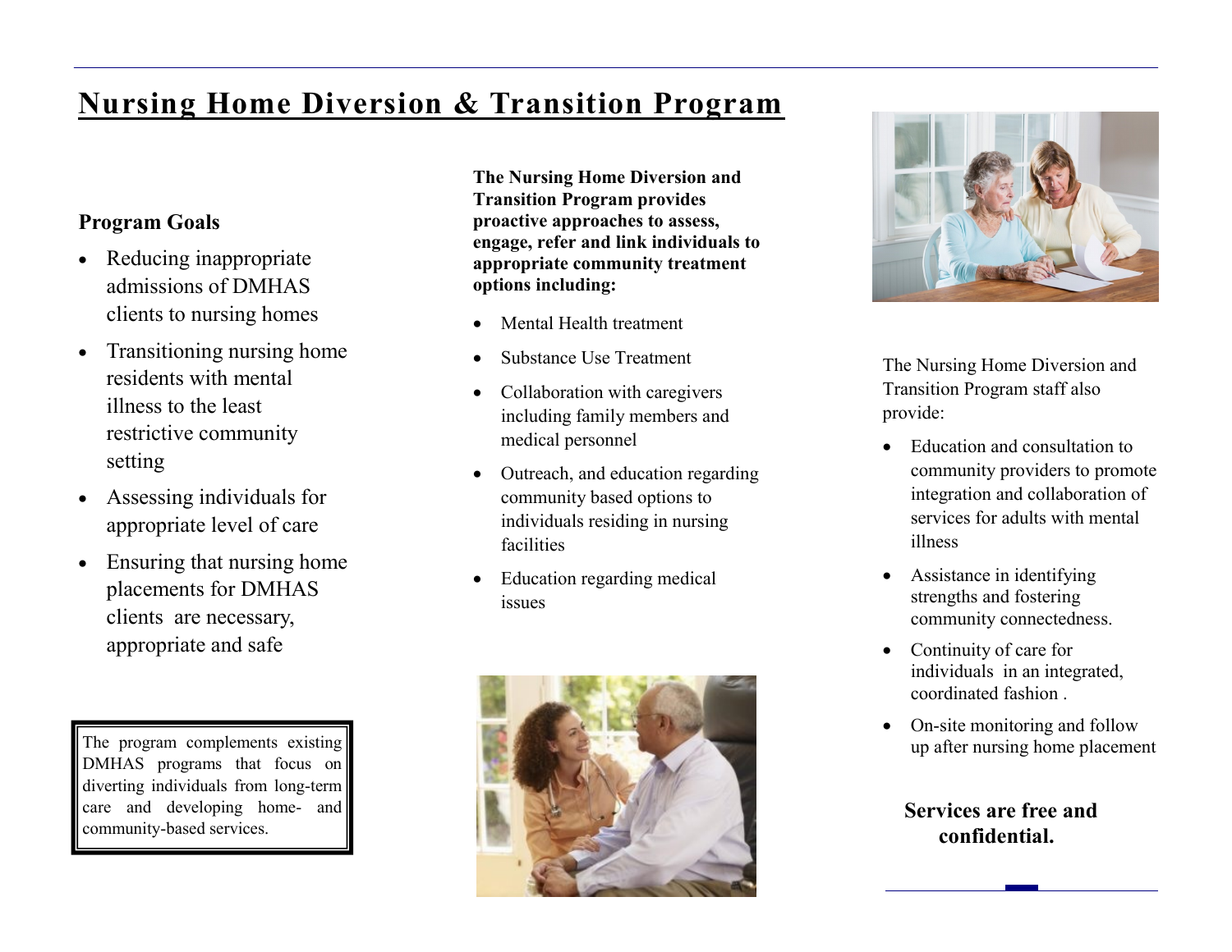# Nursing Home Diversion & Transition Program

### Program Goals

- Reducing inappropriate admissions of DMHAS clients to nursing homes
- Transitioning nursing home residents with mental illness to the least restrictive community setting
- Assessing individuals for appropriate level of care
- Ensuring that nursing home placements for DMHAS clients are necessary, appropriate and safe

The program complements existing DMHAS programs that focus on diverting individuals from long-term care and developing home- and community-based services.

**The Nursing Home Diversion and Transition Program provides proactive approaches to assess, engage, refer and link individuals to appropriate community treatment options including:**

- Mental Health treatment
- Substance Use Treatment
- Collaboration with caregivers including family members and medical personnel
- Outreach, and education regarding community based options to individuals residing in nursing facilities
- Education regarding medical issues

The Nursing Home Diversion and Transition Program staff also provide:

- Education and consultation to community providers to promote integration and collaboration of services for adults with mental illness
- Assistance in identifying strengths and fostering community connectedness.
- Continuity of care for individuals in an integrated, coordinated fashion .
- On-site monitoring and follow up after nursing home placement

**Services are free and confidential.**